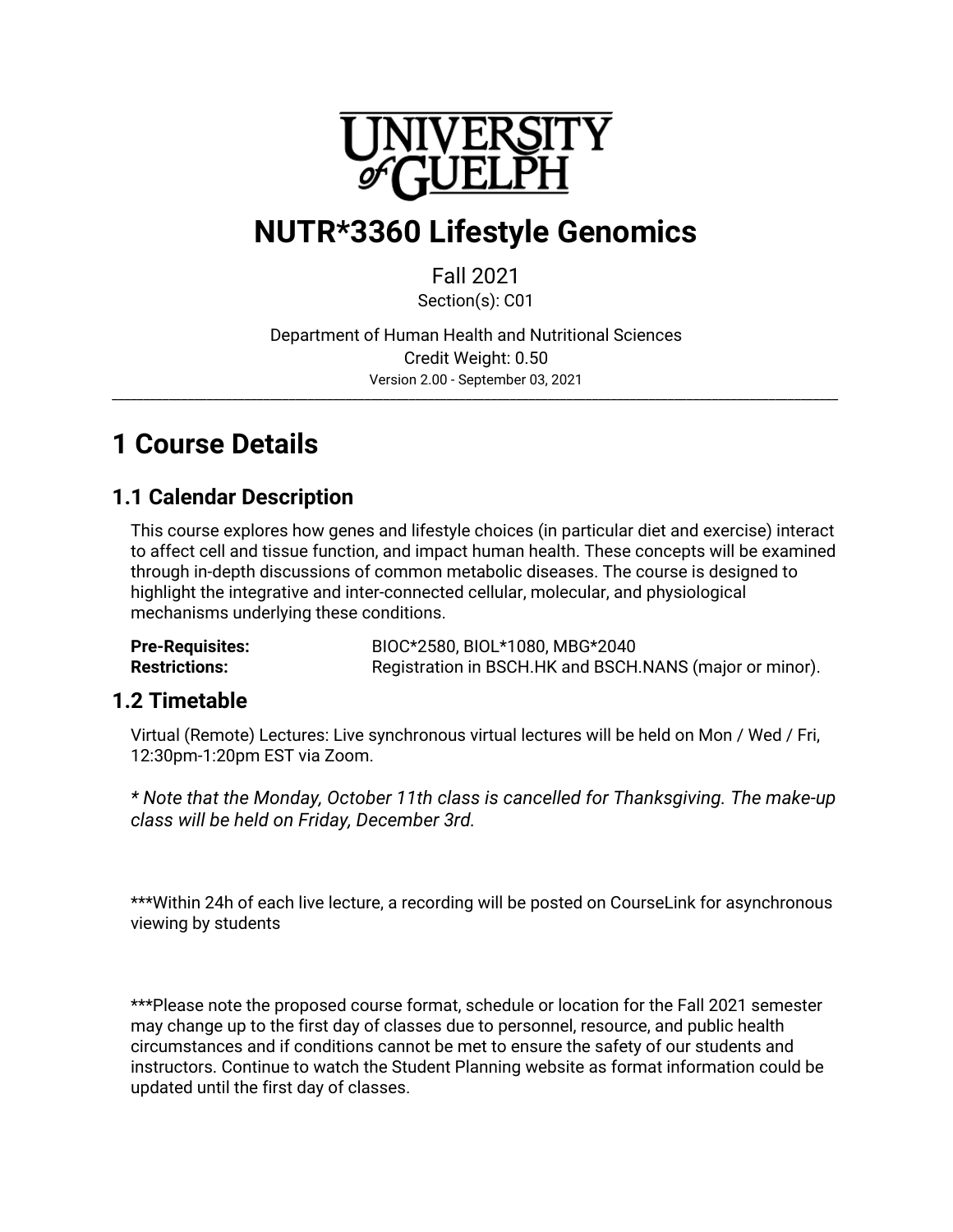UNIVERSITY of GUELPH

# NUTR*3360 Lifestyle Genomics

Fall 2021
Section(s): C01

Department of Human Health and Nutritional Sciences
Credit Weight: 0.50
Version 2.00 - September 03, 2021

---

# 1 Course Details

## 1.1 Calendar Description

This course explores how genes and lifestyle choices (in particular diet and exercise) interact to affect cell and tissue function, and impact human health. These concepts will be examined through in-depth discussions of common metabolic diseases. The course is designed to highlight the integrative and inter-connected cellular, molecular, and physiological mechanisms underlying these conditions.

**Pre-Requisites:** BIOC*2580, BIOL*1080, MBG*2040
**Restrictions:** Registration in BSCH.HK and BSCH.NANS (major or minor).

## 1.2 Timetable

Virtual (Remote) Lectures: Live synchronous virtual lectures will be held on Mon / Wed / Fri, 12:30pm-1:20pm EST via Zoom.

*\* Note that the Monday, October 11th class is cancelled for Thanksgiving. The make-up class will be held on Friday, December 3rd.*

***Within 24h of each live lecture, a recording will be posted on CourseLink for asynchronous viewing by students

***Please note the proposed course format, schedule or location for the Fall 2021 semester may change up to the first day of classes due to personnel, resource, and public health circumstances and if conditions cannot be met to ensure the safety of our students and instructors. Continue to watch the Student Planning website as format information could be updated until the first day of classes.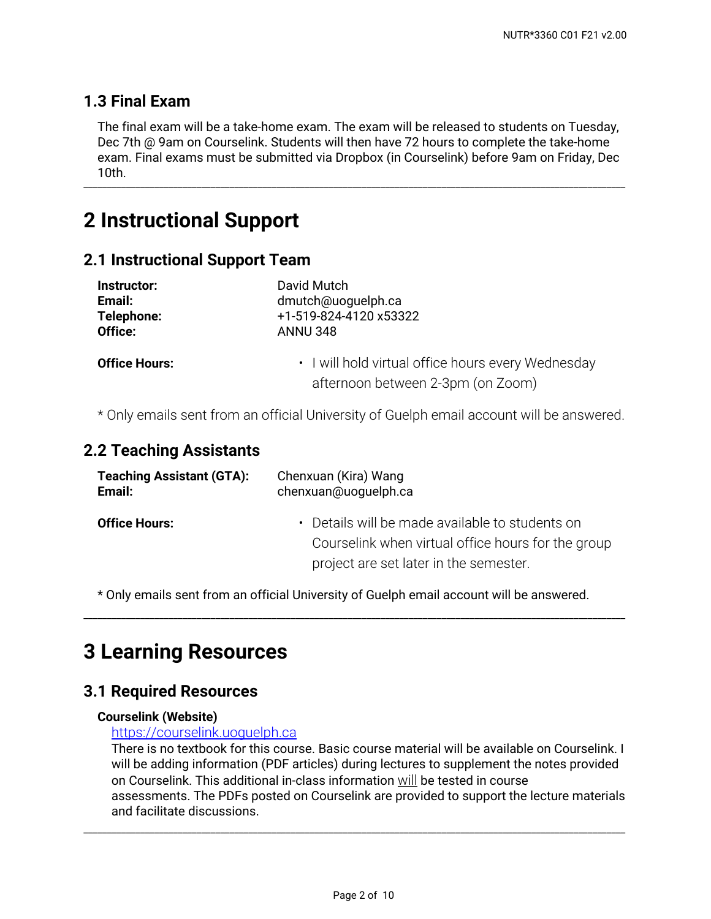### 1.3 Final Exam

The final exam will be a take-home exam. The exam will be released to students on Tuesday, Dec 7th @ 9am on Courselink. Students will then have 72 hours to complete the take-home exam. Final exams must be submitted via Dropbox (in Courselink) before 9am on Friday, Dec 10th.

---

## 2 Instructional Support

### 2.1 Instructional Support Team

**Instructor:** David Mutch
**Email:** dmutch@uoguelph.ca
**Telephone:** +1-519-824-4120 x53322
**Office:** ANNU 348

**Office Hours:**

- I will hold virtual office hours every Wednesday afternoon between 2-3pm (on Zoom)

* Only emails sent from an official University of Guelph email account will be answered.

### 2.2 Teaching Assistants

**Teaching Assistant (GTA):** Chenxuan (Kira) Wang
**Email:** chenxuan@uoguelph.ca

**Office Hours:**

- Details will be made available to students on Courselink when virtual office hours for the group project are set later in the semester.

* Only emails sent from an official University of Guelph email account will be answered.

---

## 3 Learning Resources

### 3.1 Required Resources

**Courselink (Website)**

[https://courselink.uoguelph.ca](https://courselink.uoguelph.ca)

There is no textbook for this course. Basic course material will be available on Courselink. I will be adding information (PDF articles) during lectures to supplement the notes provided on Courselink. This additional in-class information will be tested in course assessments. The PDFs posted on Courselink are provided to support the lecture materials and facilitate discussions.

---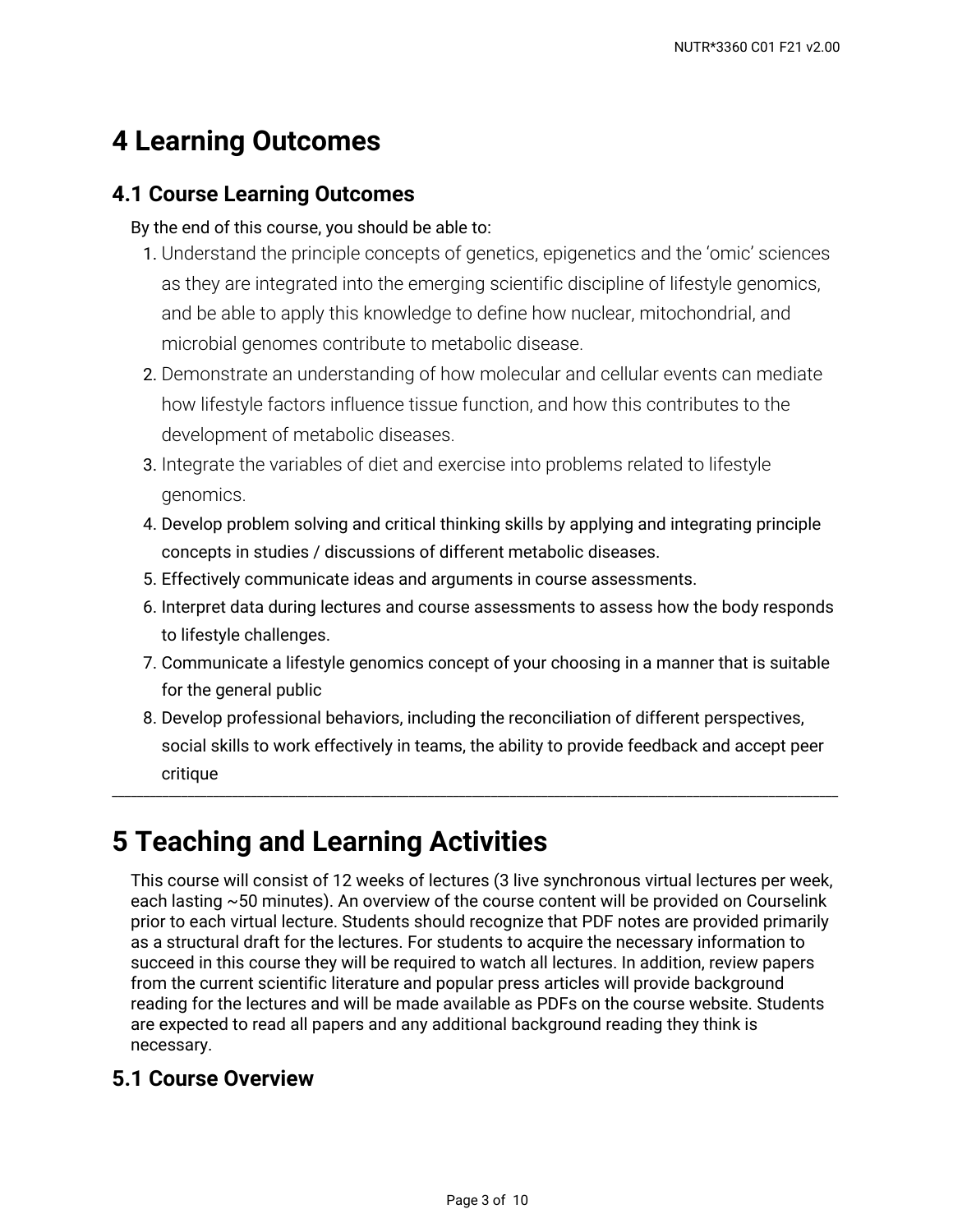# 4 Learning Outcomes

## 4.1 Course Learning Outcomes

By the end of this course, you should be able to:

1. Understand the principle concepts of genetics, epigenetics and the 'omic' sciences as they are integrated into the emerging scientific discipline of lifestyle genomics, and be able to apply this knowledge to define how nuclear, mitochondrial, and microbial genomes contribute to metabolic disease.
2. Demonstrate an understanding of how molecular and cellular events can mediate how lifestyle factors influence tissue function, and how this contributes to the development of metabolic diseases.
3. Integrate the variables of diet and exercise into problems related to lifestyle genomics.
4. Develop problem solving and critical thinking skills by applying and integrating principle concepts in studies / discussions of different metabolic diseases.
5. Effectively communicate ideas and arguments in course assessments.
6. Interpret data during lectures and course assessments to assess how the body responds to lifestyle challenges.
7. Communicate a lifestyle genomics concept of your choosing in a manner that is suitable for the general public
8. Develop professional behaviors, including the reconciliation of different perspectives, social skills to work effectively in teams, the ability to provide feedback and accept peer critique

---

# 5 Teaching and Learning Activities

This course will consist of 12 weeks of lectures (3 live synchronous virtual lectures per week, each lasting ~50 minutes). An overview of the course content will be provided on Courselink prior to each virtual lecture. Students should recognize that PDF notes are provided primarily as a structural draft for the lectures. For students to acquire the necessary information to succeed in this course they will be required to watch all lectures. In addition, review papers from the current scientific literature and popular press articles will provide background reading for the lectures and will be made available as PDFs on the course website. Students are expected to read all papers and any additional background reading they think is necessary.

## 5.1 Course Overview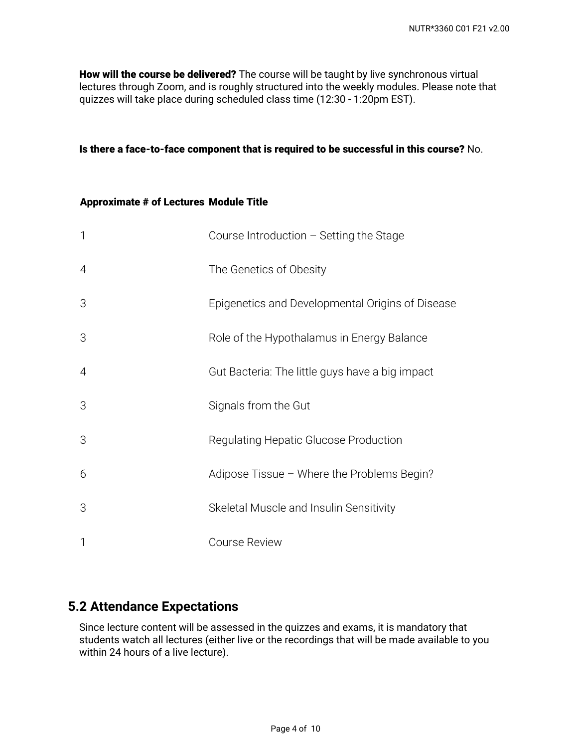**How will the course be delivered?** The course will be taught by live synchronous virtual lectures through Zoom, and is roughly structured into the weekly modules. Please note that quizzes will take place during scheduled class time (12:30 - 1:20pm EST).

**Is there a face-to-face component that is required to be successful in this course?** No.

| Approximate # of Lectures | Module Title |
|---|---|
| 1 | Course Introduction – Setting the Stage |
| 4 | The Genetics of Obesity |
| 3 | Epigenetics and Developmental Origins of Disease |
| 3 | Role of the Hypothalamus in Energy Balance |
| 4 | Gut Bacteria: The little guys have a big impact |
| 3 | Signals from the Gut |
| 3 | Regulating Hepatic Glucose Production |
| 6 | Adipose Tissue – Where the Problems Begin? |
| 3 | Skeletal Muscle and Insulin Sensitivity |
| 1 | Course Review |

## 5.2 Attendance Expectations

Since lecture content will be assessed in the quizzes and exams, it is mandatory that students watch all lectures (either live or the recordings that will be made available to you within 24 hours of a live lecture).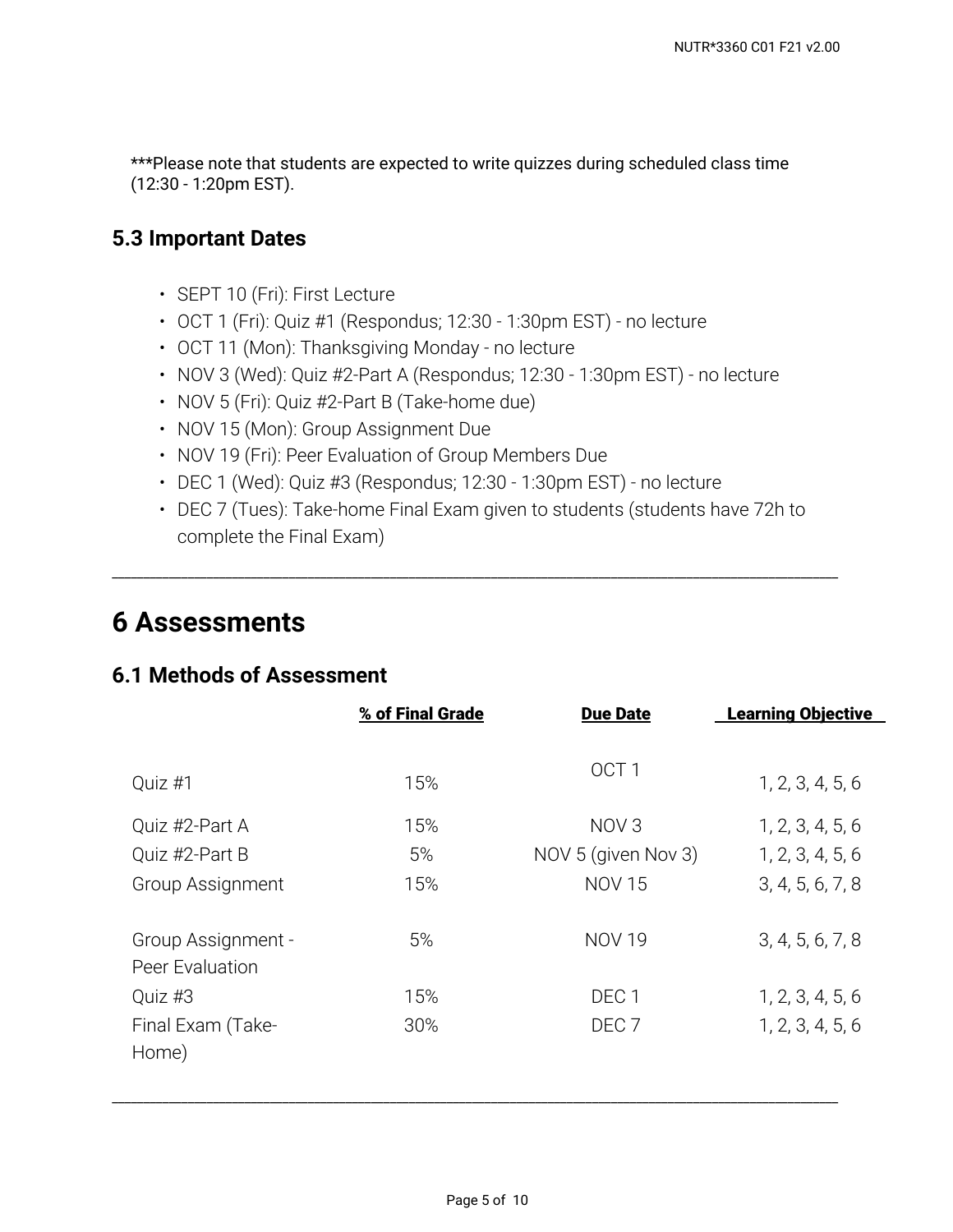***Please note that students are expected to write quizzes during scheduled class time (12:30 - 1:20pm EST).

### 5.3 Important Dates

- SEPT 10 (Fri): First Lecture
- OCT 1 (Fri): Quiz #1 (Respondus; 12:30 - 1:30pm EST) - no lecture
- OCT 11 (Mon): Thanksgiving Monday - no lecture
- NOV 3 (Wed): Quiz #2-Part A (Respondus; 12:30 - 1:30pm EST) - no lecture
- NOV 5 (Fri): Quiz #2-Part B (Take-home due)
- NOV 15 (Mon): Group Assignment Due
- NOV 19 (Fri): Peer Evaluation of Group Members Due
- DEC 1 (Wed): Quiz #3 (Respondus; 12:30 - 1:30pm EST) - no lecture
- DEC 7 (Tues): Take-home Final Exam given to students (students have 72h to complete the Final Exam)

---

## 6 Assessments

### 6.1 Methods of Assessment

| | % of Final Grade | Due Date | Learning Objective |
|---|---|---|---|
| Quiz #1 | 15% | OCT 1 | 1, 2, 3, 4, 5, 6 |
| Quiz #2-Part A | 15% | NOV 3 | 1, 2, 3, 4, 5, 6 |
| Quiz #2-Part B | 5% | NOV 5 (given Nov 3) | 1, 2, 3, 4, 5, 6 |
| Group Assignment | 15% | NOV 15 | 3, 4, 5, 6, 7, 8 |
| Group Assignment - Peer Evaluation | 5% | NOV 19 | 3, 4, 5, 6, 7, 8 |
| Quiz #3 | 15% | DEC 1 | 1, 2, 3, 4, 5, 6 |
| Final Exam (Take-Home) | 30% | DEC 7 | 1, 2, 3, 4, 5, 6 |

---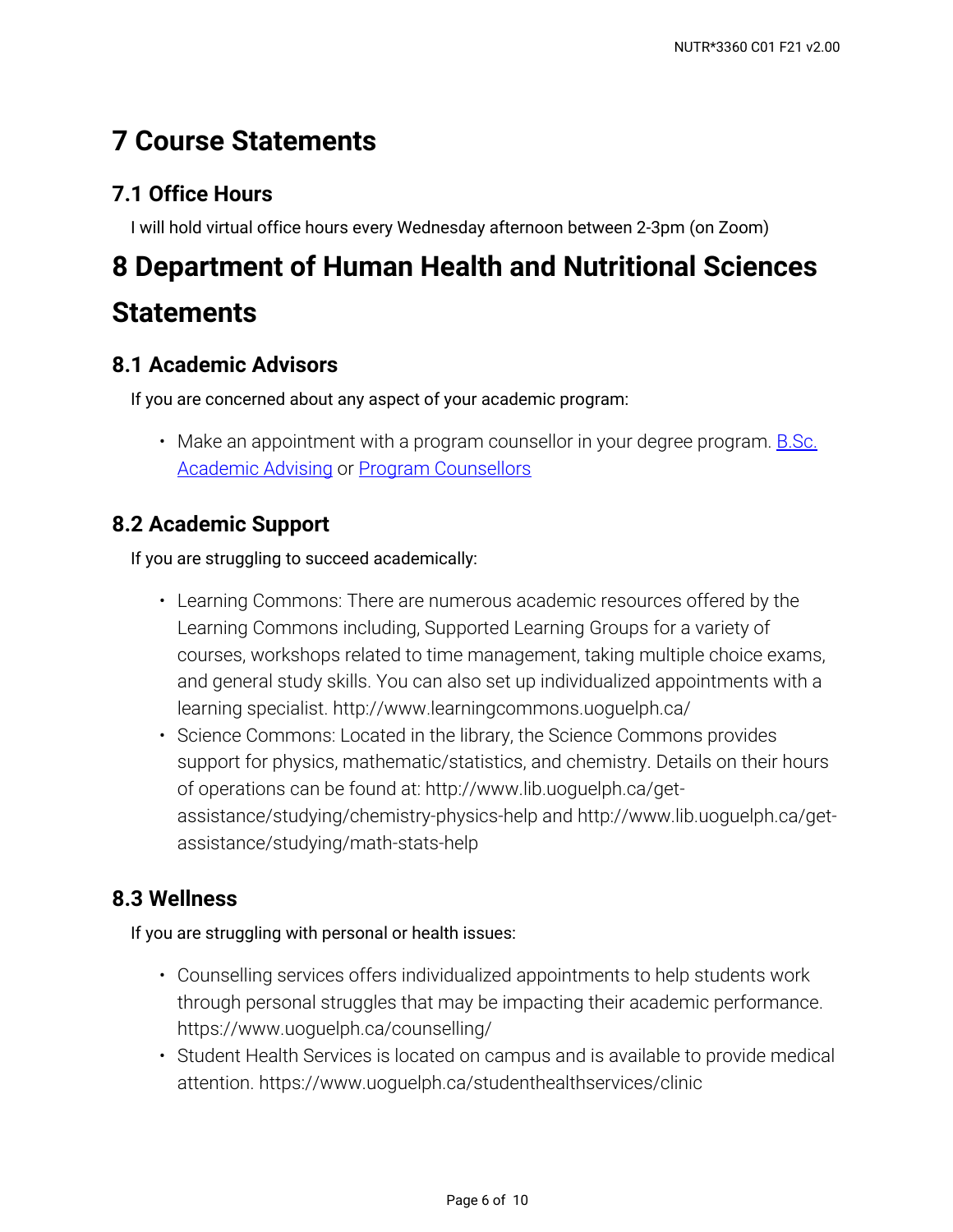# 7 Course Statements

## 7.1 Office Hours

I will hold virtual office hours every Wednesday afternoon between 2-3pm (on Zoom)

# 8 Department of Human Health and Nutritional Sciences Statements

## 8.1 Academic Advisors

If you are concerned about any aspect of your academic program:

- Make an appointment with a program counsellor in your degree program. B.Sc. Academic Advising or Program Counsellors

## 8.2 Academic Support

If you are struggling to succeed academically:

- Learning Commons: There are numerous academic resources offered by the Learning Commons including, Supported Learning Groups for a variety of courses, workshops related to time management, taking multiple choice exams, and general study skills. You can also set up individualized appointments with a learning specialist. http://www.learningcommons.uoguelph.ca/
- Science Commons: Located in the library, the Science Commons provides support for physics, mathematic/statistics, and chemistry. Details on their hours of operations can be found at: http://www.lib.uoguelph.ca/get-assistance/studying/chemistry-physics-help and http://www.lib.uoguelph.ca/get-assistance/studying/math-stats-help

## 8.3 Wellness

If you are struggling with personal or health issues:

- Counselling services offers individualized appointments to help students work through personal struggles that may be impacting their academic performance. https://www.uoguelph.ca/counselling/
- Student Health Services is located on campus and is available to provide medical attention. https://www.uoguelph.ca/studenthealthservices/clinic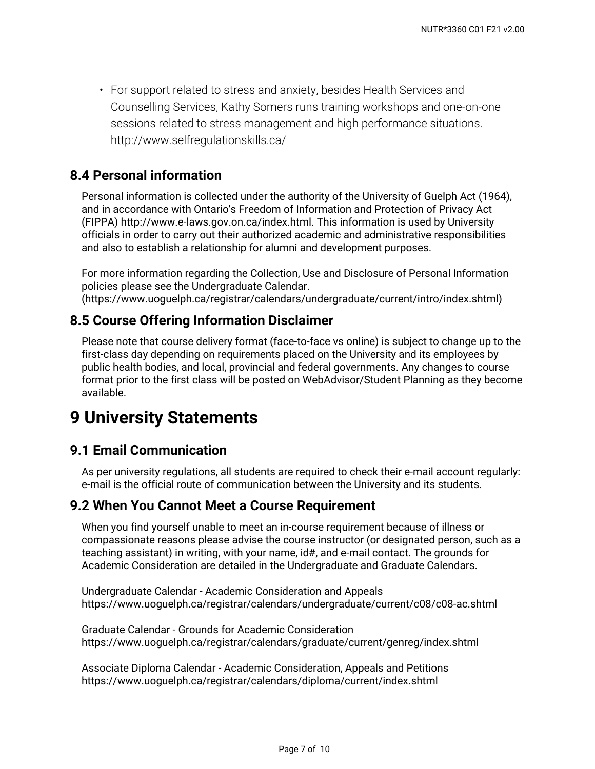- For support related to stress and anxiety, besides Health Services and Counselling Services, Kathy Somers runs training workshops and one-on-one sessions related to stress management and high performance situations. http://www.selfregulationskills.ca/

### 8.4 Personal information

Personal information is collected under the authority of the University of Guelph Act (1964), and in accordance with Ontario's Freedom of Information and Protection of Privacy Act (FIPPA) http://www.e-laws.gov.on.ca/index.html. This information is used by University officials in order to carry out their authorized academic and administrative responsibilities and also to establish a relationship for alumni and development purposes.

For more information regarding the Collection, Use and Disclosure of Personal Information policies please see the Undergraduate Calendar. (https://www.uoguelph.ca/registrar/calendars/undergraduate/current/intro/index.shtml)

### 8.5 Course Offering Information Disclaimer

Please note that course delivery format (face-to-face vs online) is subject to change up to the first-class day depending on requirements placed on the University and its employees by public health bodies, and local, provincial and federal governments. Any changes to course format prior to the first class will be posted on WebAdvisor/Student Planning as they become available.

## 9 University Statements

### 9.1 Email Communication

As per university regulations, all students are required to check their e-mail account regularly: e-mail is the official route of communication between the University and its students.

### 9.2 When You Cannot Meet a Course Requirement

When you find yourself unable to meet an in-course requirement because of illness or compassionate reasons please advise the course instructor (or designated person, such as a teaching assistant) in writing, with your name, id#, and e-mail contact. The grounds for Academic Consideration are detailed in the Undergraduate and Graduate Calendars.

Undergraduate Calendar - Academic Consideration and Appeals
https://www.uoguelph.ca/registrar/calendars/undergraduate/current/c08/c08-ac.shtml

Graduate Calendar - Grounds for Academic Consideration
https://www.uoguelph.ca/registrar/calendars/graduate/current/genreg/index.shtml

Associate Diploma Calendar - Academic Consideration, Appeals and Petitions
https://www.uoguelph.ca/registrar/calendars/diploma/current/index.shtml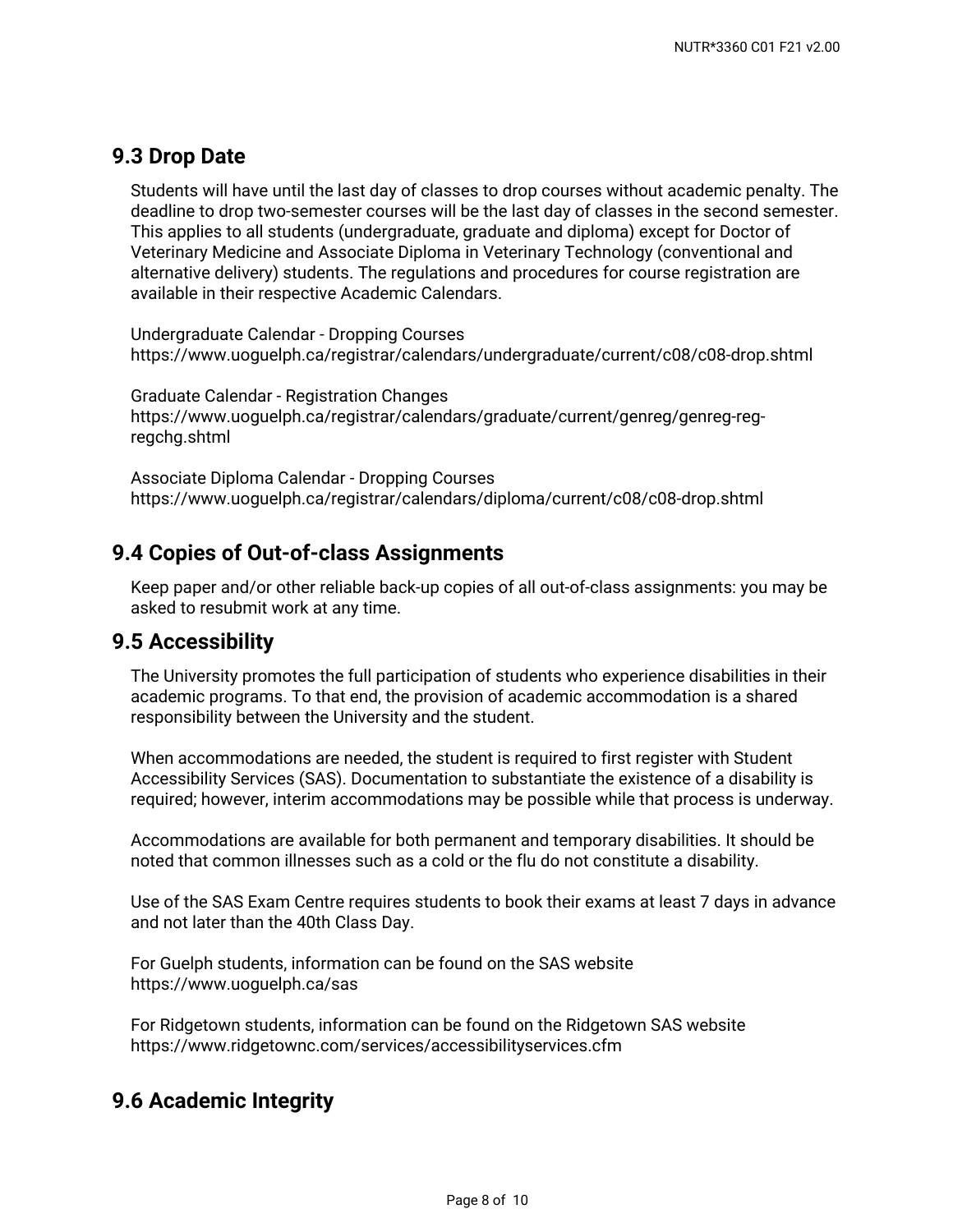## 9.3 Drop Date

Students will have until the last day of classes to drop courses without academic penalty. The deadline to drop two-semester courses will be the last day of classes in the second semester. This applies to all students (undergraduate, graduate and diploma) except for Doctor of Veterinary Medicine and Associate Diploma in Veterinary Technology (conventional and alternative delivery) students. The regulations and procedures for course registration are available in their respective Academic Calendars.

Undergraduate Calendar - Dropping Courses
https://www.uoguelph.ca/registrar/calendars/undergraduate/current/c08/c08-drop.shtml

Graduate Calendar - Registration Changes
https://www.uoguelph.ca/registrar/calendars/graduate/current/genreg/genreg-reg-regchg.shtml

Associate Diploma Calendar - Dropping Courses
https://www.uoguelph.ca/registrar/calendars/diploma/current/c08/c08-drop.shtml

## 9.4 Copies of Out-of-class Assignments

Keep paper and/or other reliable back-up copies of all out-of-class assignments: you may be asked to resubmit work at any time.

## 9.5 Accessibility

The University promotes the full participation of students who experience disabilities in their academic programs. To that end, the provision of academic accommodation is a shared responsibility between the University and the student.

When accommodations are needed, the student is required to first register with Student Accessibility Services (SAS). Documentation to substantiate the existence of a disability is required; however, interim accommodations may be possible while that process is underway.

Accommodations are available for both permanent and temporary disabilities. It should be noted that common illnesses such as a cold or the flu do not constitute a disability.

Use of the SAS Exam Centre requires students to book their exams at least 7 days in advance and not later than the 40th Class Day.

For Guelph students, information can be found on the SAS website
https://www.uoguelph.ca/sas

For Ridgetown students, information can be found on the Ridgetown SAS website
https://www.ridgetownc.com/services/accessibilityservices.cfm

## 9.6 Academic Integrity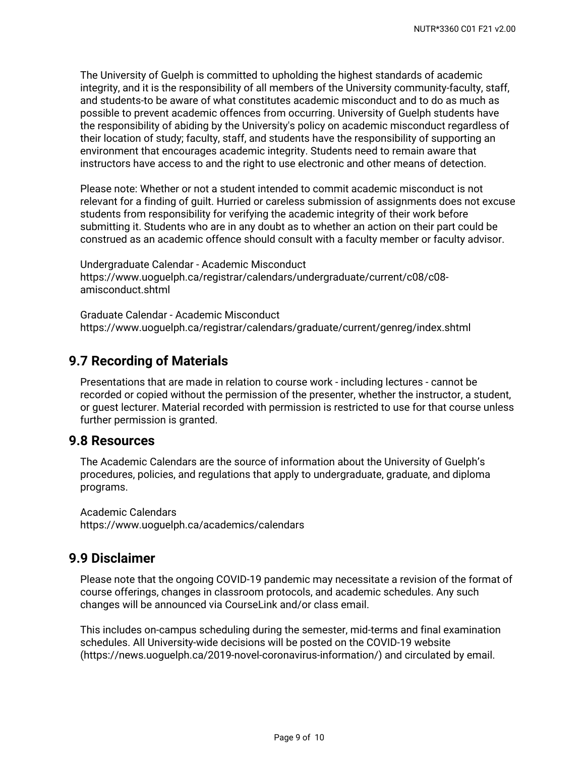The University of Guelph is committed to upholding the highest standards of academic integrity, and it is the responsibility of all members of the University community-faculty, staff, and students-to be aware of what constitutes academic misconduct and to do as much as possible to prevent academic offences from occurring. University of Guelph students have the responsibility of abiding by the University's policy on academic misconduct regardless of their location of study; faculty, staff, and students have the responsibility of supporting an environment that encourages academic integrity. Students need to remain aware that instructors have access to and the right to use electronic and other means of detection.

Please note: Whether or not a student intended to commit academic misconduct is not relevant for a finding of guilt. Hurried or careless submission of assignments does not excuse students from responsibility for verifying the academic integrity of their work before submitting it. Students who are in any doubt as to whether an action on their part could be construed as an academic offence should consult with a faculty member or faculty advisor.

Undergraduate Calendar - Academic Misconduct
https://www.uoguelph.ca/registrar/calendars/undergraduate/current/c08/c08-amisconduct.shtml

Graduate Calendar - Academic Misconduct
https://www.uoguelph.ca/registrar/calendars/graduate/current/genreg/index.shtml

## 9.7 Recording of Materials

Presentations that are made in relation to course work - including lectures - cannot be recorded or copied without the permission of the presenter, whether the instructor, a student, or guest lecturer. Material recorded with permission is restricted to use for that course unless further permission is granted.

## 9.8 Resources

The Academic Calendars are the source of information about the University of Guelph's procedures, policies, and regulations that apply to undergraduate, graduate, and diploma programs.

Academic Calendars
https://www.uoguelph.ca/academics/calendars

## 9.9 Disclaimer

Please note that the ongoing COVID-19 pandemic may necessitate a revision of the format of course offerings, changes in classroom protocols, and academic schedules. Any such changes will be announced via CourseLink and/or class email.

This includes on-campus scheduling during the semester, mid-terms and final examination schedules. All University-wide decisions will be posted on the COVID-19 website (https://news.uoguelph.ca/2019-novel-coronavirus-information/) and circulated by email.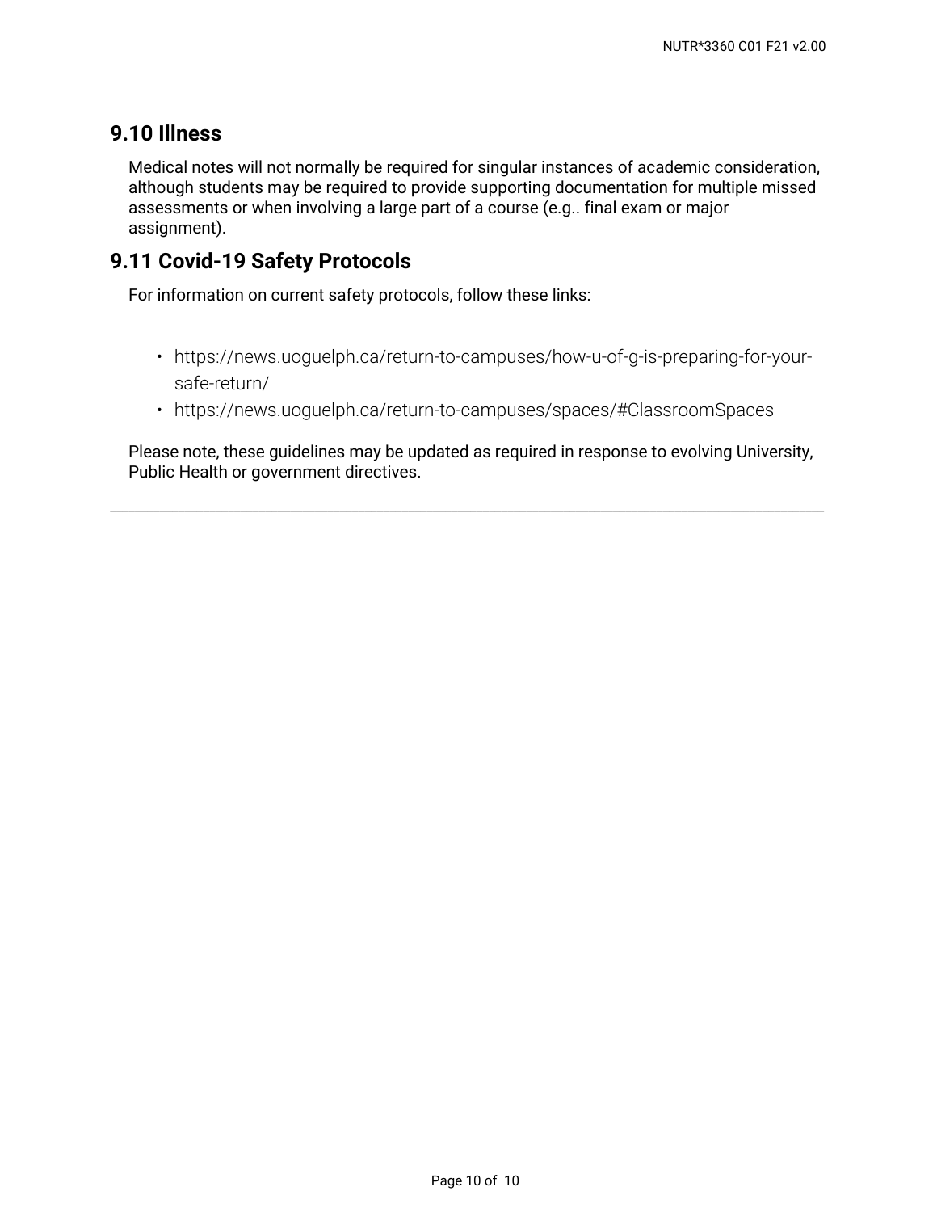## 9.10 Illness

Medical notes will not normally be required for singular instances of academic consideration, although students may be required to provide supporting documentation for multiple missed assessments or when involving a large part of a course (e.g.. final exam or major assignment).

## 9.11 Covid-19 Safety Protocols

For information on current safety protocols, follow these links:

- https://news.uoguelph.ca/return-to-campuses/how-u-of-g-is-preparing-for-your-safe-return/
- https://news.uoguelph.ca/return-to-campuses/spaces/#ClassroomSpaces

Please note, these guidelines may be updated as required in response to evolving University, Public Health or government directives.

---